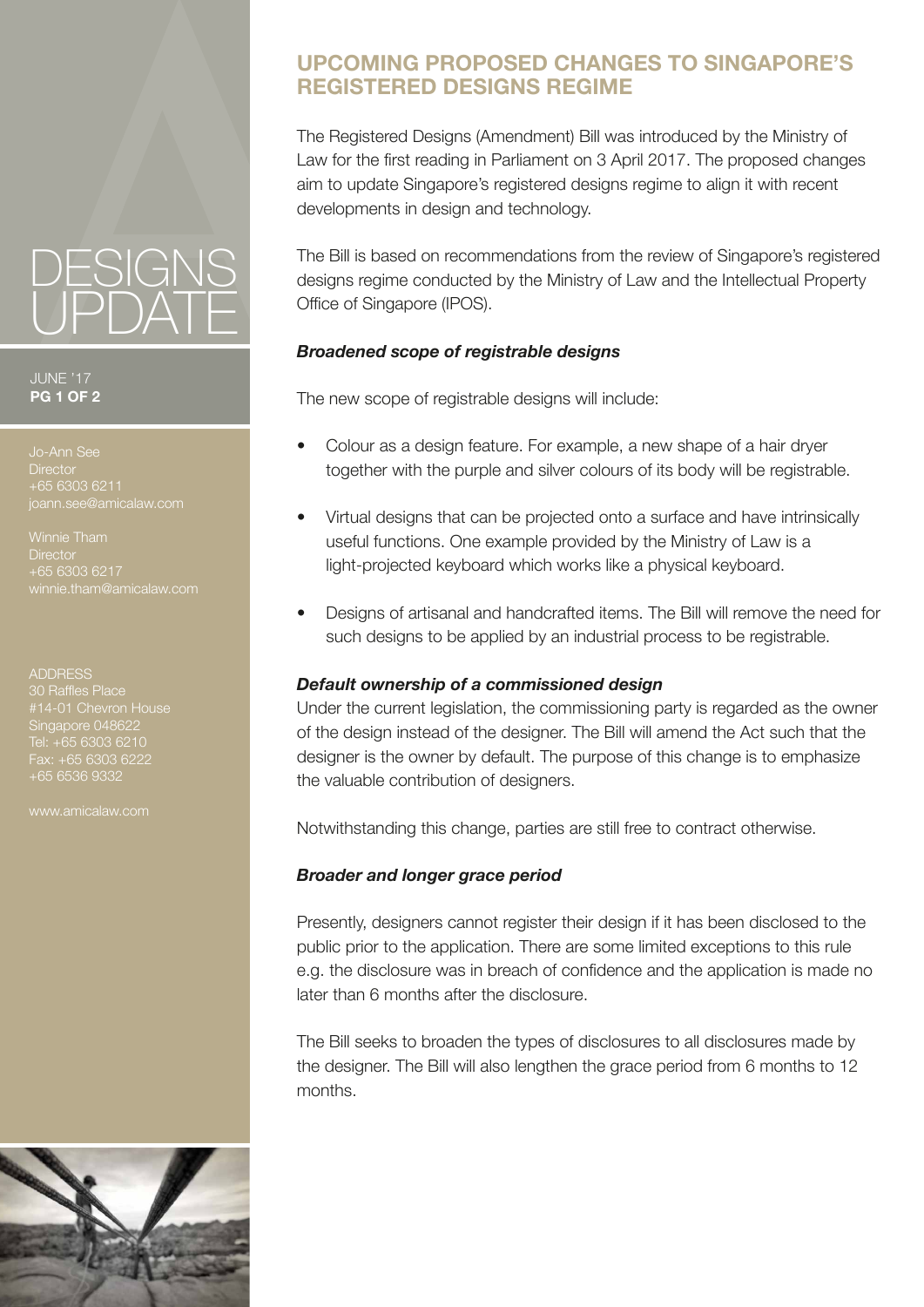# DESIGNS UPDATE

JUNE '17

Jo-Ann See
Director
+65 6303 6211
joann.see@amicalaw.com

Winnie Tham
Director
+65 6303 6217
winnie.tham@amicalaw.com

ADDRESS
30 Raffles Place
#14-01 Chevron House
Singapore 048622
Tel: +65 6303 6210
Fax: +65 6303 6222
+65 6536 9332

www.amicalaw.com

## UPCOMING PROPOSED CHANGES TO SINGAPORE'S REGISTERED DESIGNS REGIME

The Registered Designs (Amendment) Bill was introduced by the Ministry of Law for the first reading in Parliament on 3 April 2017. The proposed changes aim to update Singapore's registered designs regime to align it with recent developments in design and technology.

The Bill is based on recommendations from the review of Singapore's registered designs regime conducted by the Ministry of Law and the Intellectual Property Office of Singapore (IPOS).

### *Broadened scope of registrable designs*

The new scope of registrable designs will include:

- Colour as a design feature. For example, a new shape of a hair dryer together with the purple and silver colours of its body will be registrable.
- Virtual designs that can be projected onto a surface and have intrinsically useful functions. One example provided by the Ministry of Law is a light-projected keyboard which works like a physical keyboard.
- Designs of artisanal and handcrafted items. The Bill will remove the need for such designs to be applied by an industrial process to be registrable.

### *Default ownership of a commissioned design*

Under the current legislation, the commissioning party is regarded as the owner of the design instead of the designer. The Bill will amend the Act such that the designer is the owner by default. The purpose of this change is to emphasize the valuable contribution of designers.

Notwithstanding this change, parties are still free to contract otherwise.

### *Broader and longer grace period*

Presently, designers cannot register their design if it has been disclosed to the public prior to the application. There are some limited exceptions to this rule e.g. the disclosure was in breach of confidence and the application is made no later than 6 months after the disclosure.

The Bill seeks to broaden the types of disclosures to all disclosures made by the designer. The Bill will also lengthen the grace period from 6 months to 12 months.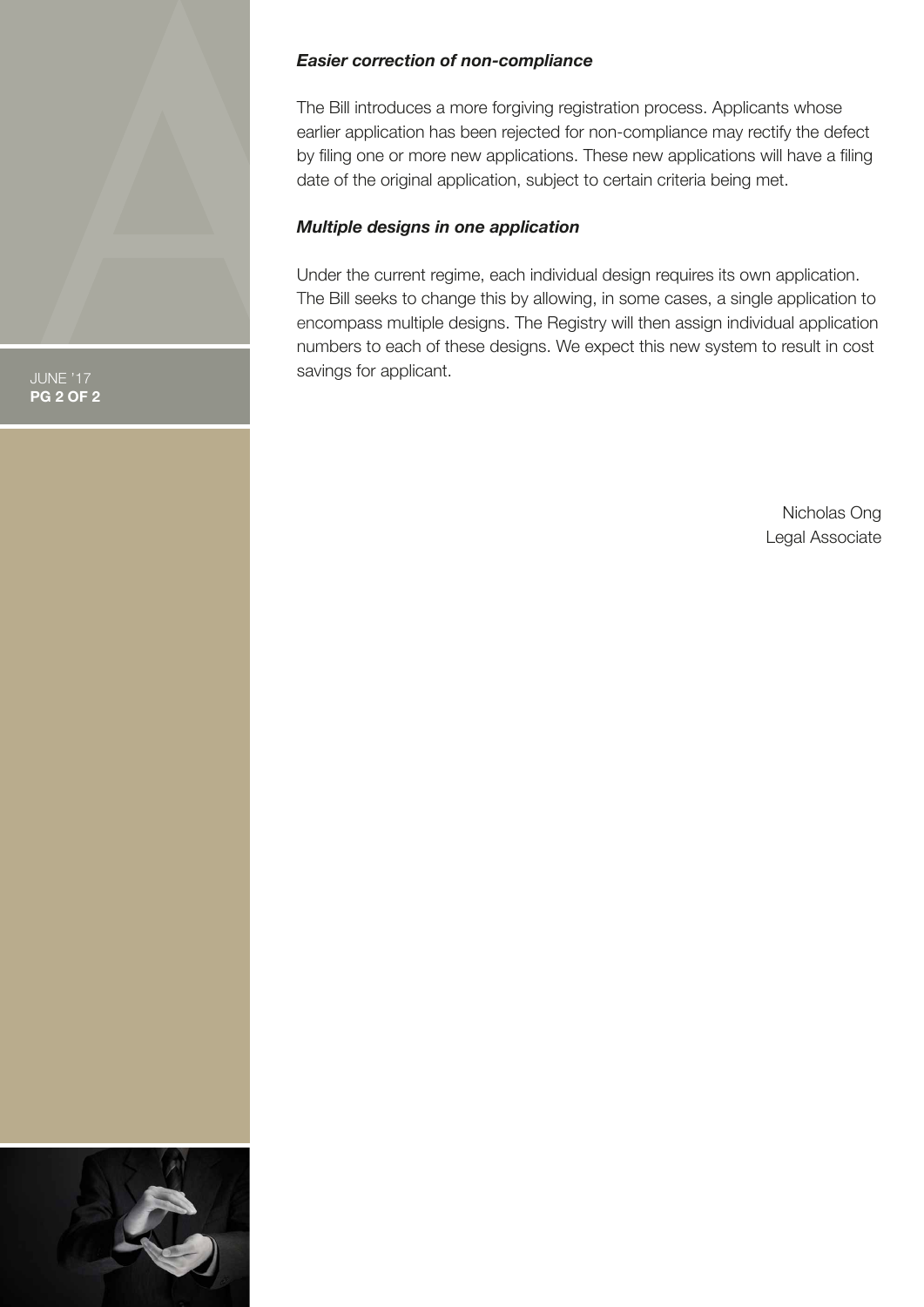***Easier correction of non-compliance***

The Bill introduces a more forgiving registration process. Applicants whose earlier application has been rejected for non-compliance may rectify the defect by filing one or more new applications. These new applications will have a filing date of the original application, subject to certain criteria being met.

***Multiple designs in one application***

Under the current regime, each individual design requires its own application. The Bill seeks to change this by allowing, in some cases, a single application to encompass multiple designs. The Registry will then assign individual application numbers to each of these designs. We expect this new system to result in cost savings for applicant.

Nicholas Ong
Legal Associate